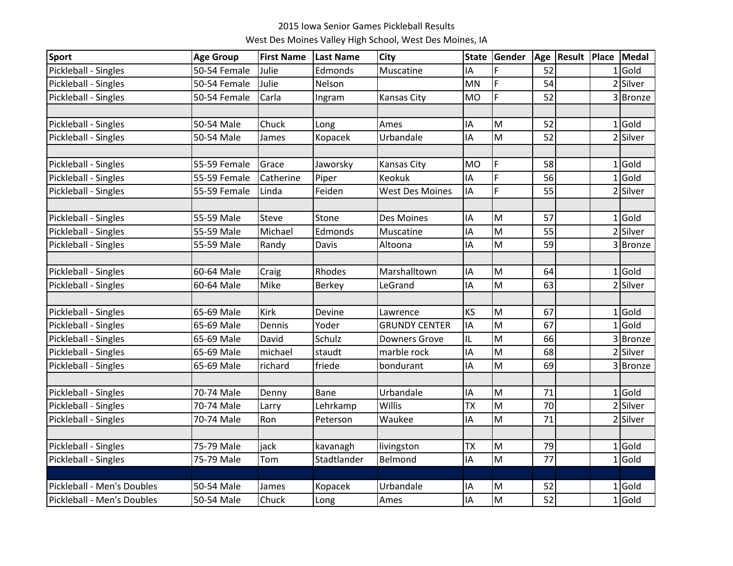2015 Iowa Senior Games Pickleball Results

West Des Moines Valley High School, West Des Moines, IA

| Sport | Age Group | First Name | Last Name | City | State | Gender | Age | Result | Place | Medal |
|---|---|---|---|---|---|---|---|---|---|---|
| Pickleball - Singles | 50-54 Female | Julie | Edmonds | Muscatine | IA | F | 52 | | 1 | Gold |
| Pickleball - Singles | 50-54 Female | Julie | Nelson | | MN | F | 54 | | 2 | Silver |
| Pickleball - Singles | 50-54 Female | Carla | Ingram | Kansas City | MO | F | 52 | | 3 | Bronze |
| | | | | | | | | | | |
| Pickleball - Singles | 50-54 Male | Chuck | Long | Ames | IA | M | 52 | | 1 | Gold |
| Pickleball - Singles | 50-54 Male | James | Kopacek | Urbandale | IA | M | 52 | | 2 | Silver |
| | | | | | | | | | | |
| Pickleball - Singles | 55-59 Female | Grace | Jaworsky | Kansas City | MO | F | 58 | | 1 | Gold |
| Pickleball - Singles | 55-59 Female | Catherine | Piper | Keokuk | IA | F | 56 | | 1 | Gold |
| Pickleball - Singles | 55-59 Female | Linda | Feiden | West Des Moines | IA | F | 55 | | 2 | Silver |
| | | | | | | | | | | |
| Pickleball - Singles | 55-59 Male | Steve | Stone | Des Moines | IA | M | 57 | | 1 | Gold |
| Pickleball - Singles | 55-59 Male | Michael | Edmonds | Muscatine | IA | M | 55 | | 2 | Silver |
| Pickleball - Singles | 55-59 Male | Randy | Davis | Altoona | IA | M | 59 | | 3 | Bronze |
| | | | | | | | | | | |
| Pickleball - Singles | 60-64 Male | Craig | Rhodes | Marshalltown | IA | M | 64 | | 1 | Gold |
| Pickleball - Singles | 60-64 Male | Mike | Berkey | LeGrand | IA | M | 63 | | 2 | Silver |
| | | | | | | | | | | |
| Pickleball - Singles | 65-69 Male | Kirk | Devine | Lawrence | KS | M | 67 | | 1 | Gold |
| Pickleball - Singles | 65-69 Male | Dennis | Yoder | GRUNDY CENTER | IA | M | 67 | | 1 | Gold |
| Pickleball - Singles | 65-69 Male | David | Schulz | Downers Grove | IL | M | 66 | | 3 | Bronze |
| Pickleball - Singles | 65-69 Male | michael | staudt | marble rock | IA | M | 68 | | 2 | Silver |
| Pickleball - Singles | 65-69 Male | richard | friede | bondurant | IA | M | 69 | | 3 | Bronze |
| | | | | | | | | | | |
| Pickleball - Singles | 70-74 Male | Denny | Bane | Urbandale | IA | M | 71 | | 1 | Gold |
| Pickleball - Singles | 70-74 Male | Larry | Lehrkamp | Willis | TX | M | 70 | | 2 | Silver |
| Pickleball - Singles | 70-74 Male | Ron | Peterson | Waukee | IA | M | 71 | | 2 | Silver |
| | | | | | | | | | | |
| Pickleball - Singles | 75-79 Male | jack | kavanagh | livingston | TX | M | 79 | | 1 | Gold |
| Pickleball - Singles | 75-79 Male | Tom | Stadtlander | Belmond | IA | M | 77 | | 1 | Gold |
| | | | | | | | | | | |
| Pickleball - Men's Doubles | 50-54 Male | James | Kopacek | Urbandale | IA | M | 52 | | 1 | Gold |
| Pickleball - Men's Doubles | 50-54 Male | Chuck | Long | Ames | IA | M | 52 | | 1 | Gold |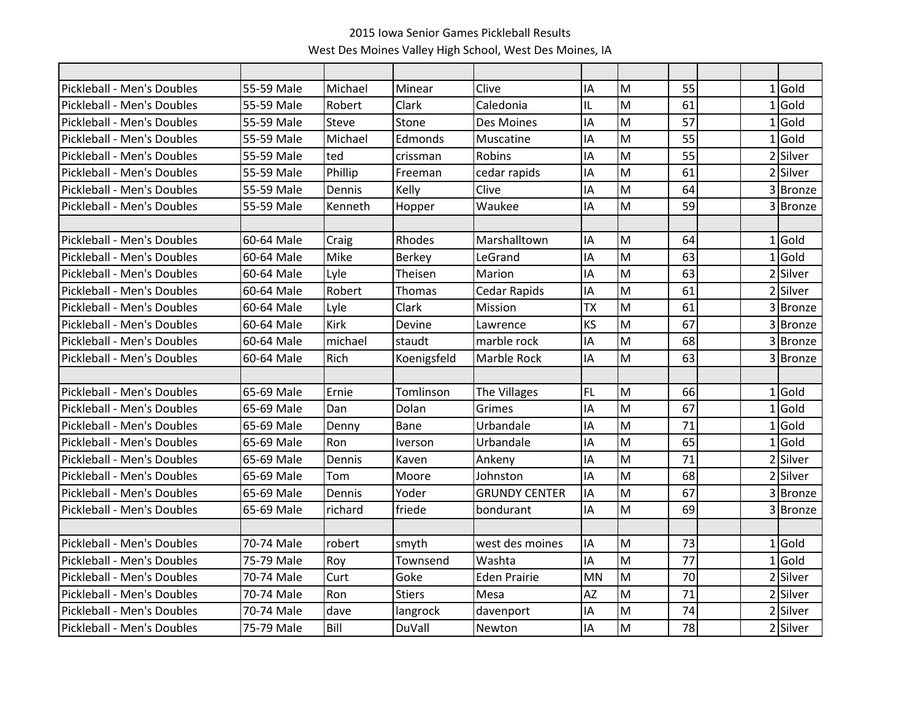2015 Iowa Senior Games Pickleball Results

West Des Moines Valley High School, West Des Moines, IA

| | | | | | | | | | | |
|---|---|---|---|---|---|---|---|---|---|---|
| Pickleball - Men's Doubles | 55-59 Male | Michael | Minear | Clive | IA | M | 55 | | 1 | Gold |
| Pickleball - Men's Doubles | 55-59 Male | Robert | Clark | Caledonia | IL | M | 61 | | 1 | Gold |
| Pickleball - Men's Doubles | 55-59 Male | Steve | Stone | Des Moines | IA | M | 57 | | 1 | Gold |
| Pickleball - Men's Doubles | 55-59 Male | Michael | Edmonds | Muscatine | IA | M | 55 | | 1 | Gold |
| Pickleball - Men's Doubles | 55-59 Male | ted | crissman | Robins | IA | M | 55 | | 2 | Silver |
| Pickleball - Men's Doubles | 55-59 Male | Phillip | Freeman | cedar rapids | IA | M | 61 | | 2 | Silver |
| Pickleball - Men's Doubles | 55-59 Male | Dennis | Kelly | Clive | IA | M | 64 | | 3 | Bronze |
| Pickleball - Men's Doubles | 55-59 Male | Kenneth | Hopper | Waukee | IA | M | 59 | | 3 | Bronze |
| | | | | | | | | | | |
| Pickleball - Men's Doubles | 60-64 Male | Craig | Rhodes | Marshalltown | IA | M | 64 | | 1 | Gold |
| Pickleball - Men's Doubles | 60-64 Male | Mike | Berkey | LeGrand | IA | M | 63 | | 1 | Gold |
| Pickleball - Men's Doubles | 60-64 Male | Lyle | Theisen | Marion | IA | M | 63 | | 2 | Silver |
| Pickleball - Men's Doubles | 60-64 Male | Robert | Thomas | Cedar Rapids | IA | M | 61 | | 2 | Silver |
| Pickleball - Men's Doubles | 60-64 Male | Lyle | Clark | Mission | TX | M | 61 | | 3 | Bronze |
| Pickleball - Men's Doubles | 60-64 Male | Kirk | Devine | Lawrence | KS | M | 67 | | 3 | Bronze |
| Pickleball - Men's Doubles | 60-64 Male | michael | staudt | marble rock | IA | M | 68 | | 3 | Bronze |
| Pickleball - Men's Doubles | 60-64 Male | Rich | Koenigsfeld | Marble Rock | IA | M | 63 | | 3 | Bronze |
| | | | | | | | | | | |
| Pickleball - Men's Doubles | 65-69 Male | Ernie | Tomlinson | The Villages | FL | M | 66 | | 1 | Gold |
| Pickleball - Men's Doubles | 65-69 Male | Dan | Dolan | Grimes | IA | M | 67 | | 1 | Gold |
| Pickleball - Men's Doubles | 65-69 Male | Denny | Bane | Urbandale | IA | M | 71 | | 1 | Gold |
| Pickleball - Men's Doubles | 65-69 Male | Ron | Iverson | Urbandale | IA | M | 65 | | 1 | Gold |
| Pickleball - Men's Doubles | 65-69 Male | Dennis | Kaven | Ankeny | IA | M | 71 | | 2 | Silver |
| Pickleball - Men's Doubles | 65-69 Male | Tom | Moore | Johnston | IA | M | 68 | | 2 | Silver |
| Pickleball - Men's Doubles | 65-69 Male | Dennis | Yoder | GRUNDY CENTER | IA | M | 67 | | 3 | Bronze |
| Pickleball - Men's Doubles | 65-69 Male | richard | friede | bondurant | IA | M | 69 | | 3 | Bronze |
| | | | | | | | | | | |
| Pickleball - Men's Doubles | 70-74 Male | robert | smyth | west des moines | IA | M | 73 | | 1 | Gold |
| Pickleball - Men's Doubles | 75-79 Male | Roy | Townsend | Washta | IA | M | 77 | | 1 | Gold |
| Pickleball - Men's Doubles | 70-74 Male | Curt | Goke | Eden Prairie | MN | M | 70 | | 2 | Silver |
| Pickleball - Men's Doubles | 70-74 Male | Ron | Stiers | Mesa | AZ | M | 71 | | 2 | Silver |
| Pickleball - Men's Doubles | 70-74 Male | dave | langrock | davenport | IA | M | 74 | | 2 | Silver |
| Pickleball - Men's Doubles | 75-79 Male | Bill | DuVall | Newton | IA | M | 78 | | 2 | Silver |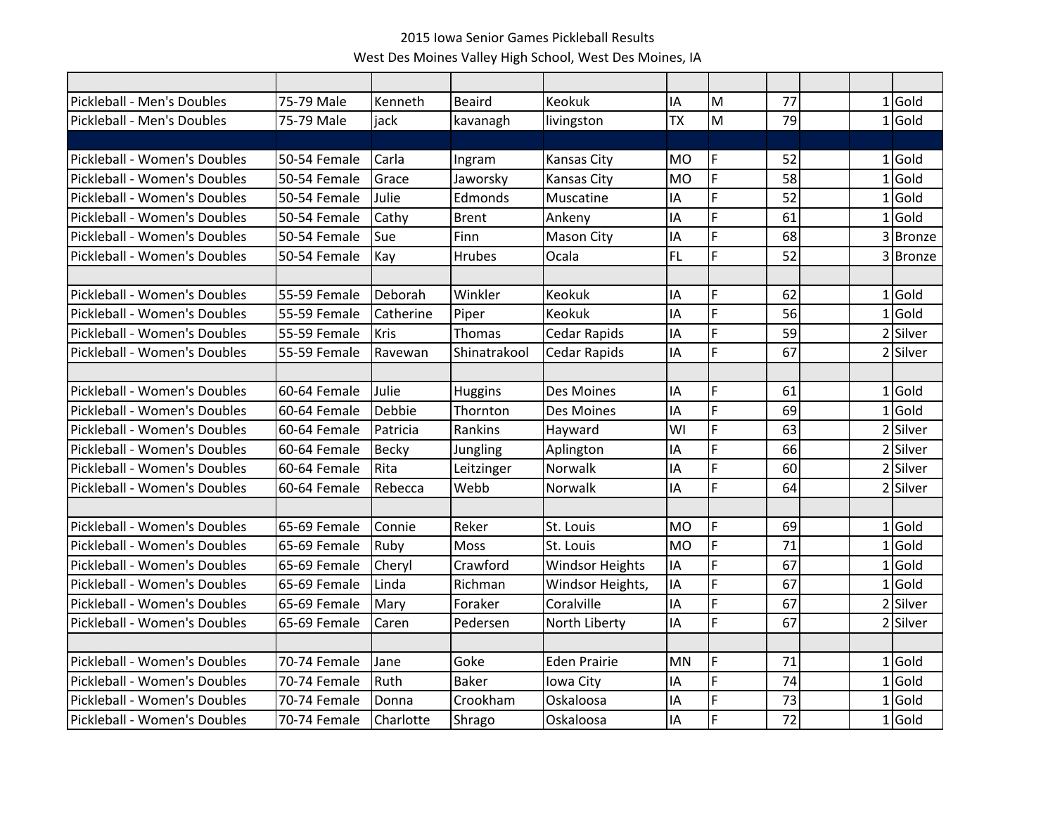2015 Iowa Senior Games Pickleball Results

West Des Moines Valley High School, West Des Moines, IA

| | | | | | | | | | | |
|---|---|---|---|---|---|---|---|---|---|---|
| Pickleball - Men's Doubles | 75-79 Male | Kenneth | Beaird | Keokuk | IA | M | 77 | | 1 | Gold |
| Pickleball - Men's Doubles | 75-79 Male | jack | kavanagh | livingston | TX | M | 79 | | 1 | Gold |
| | | | | | | | | | | |
| Pickleball - Women's Doubles | 50-54 Female | Carla | Ingram | Kansas City | MO | F | 52 | | 1 | Gold |
| Pickleball - Women's Doubles | 50-54 Female | Grace | Jaworsky | Kansas City | MO | F | 58 | | 1 | Gold |
| Pickleball - Women's Doubles | 50-54 Female | Julie | Edmonds | Muscatine | IA | F | 52 | | 1 | Gold |
| Pickleball - Women's Doubles | 50-54 Female | Cathy | Brent | Ankeny | IA | F | 61 | | 1 | Gold |
| Pickleball - Women's Doubles | 50-54 Female | Sue | Finn | Mason City | IA | F | 68 | | 3 | Bronze |
| Pickleball - Women's Doubles | 50-54 Female | Kay | Hrubes | Ocala | FL | F | 52 | | 3 | Bronze |
| | | | | | | | | | | |
| Pickleball - Women's Doubles | 55-59 Female | Deborah | Winkler | Keokuk | IA | F | 62 | | 1 | Gold |
| Pickleball - Women's Doubles | 55-59 Female | Catherine | Piper | Keokuk | IA | F | 56 | | 1 | Gold |
| Pickleball - Women's Doubles | 55-59 Female | Kris | Thomas | Cedar Rapids | IA | F | 59 | | 2 | Silver |
| Pickleball - Women's Doubles | 55-59 Female | Ravewan | Shinatrakool | Cedar Rapids | IA | F | 67 | | 2 | Silver |
| | | | | | | | | | | |
| Pickleball - Women's Doubles | 60-64 Female | Julie | Huggins | Des Moines | IA | F | 61 | | 1 | Gold |
| Pickleball - Women's Doubles | 60-64 Female | Debbie | Thornton | Des Moines | IA | F | 69 | | 1 | Gold |
| Pickleball - Women's Doubles | 60-64 Female | Patricia | Rankins | Hayward | WI | F | 63 | | 2 | Silver |
| Pickleball - Women's Doubles | 60-64 Female | Becky | Jungling | Aplington | IA | F | 66 | | 2 | Silver |
| Pickleball - Women's Doubles | 60-64 Female | Rita | Leitzinger | Norwalk | IA | F | 60 | | 2 | Silver |
| Pickleball - Women's Doubles | 60-64 Female | Rebecca | Webb | Norwalk | IA | F | 64 | | 2 | Silver |
| | | | | | | | | | | |
| Pickleball - Women's Doubles | 65-69 Female | Connie | Reker | St. Louis | MO | F | 69 | | 1 | Gold |
| Pickleball - Women's Doubles | 65-69 Female | Ruby | Moss | St. Louis | MO | F | 71 | | 1 | Gold |
| Pickleball - Women's Doubles | 65-69 Female | Cheryl | Crawford | Windsor Heights | IA | F | 67 | | 1 | Gold |
| Pickleball - Women's Doubles | 65-69 Female | Linda | Richman | Windsor Heights, | IA | F | 67 | | 1 | Gold |
| Pickleball - Women's Doubles | 65-69 Female | Mary | Foraker | Coralville | IA | F | 67 | | 2 | Silver |
| Pickleball - Women's Doubles | 65-69 Female | Caren | Pedersen | North Liberty | IA | F | 67 | | 2 | Silver |
| | | | | | | | | | | |
| Pickleball - Women's Doubles | 70-74 Female | Jane | Goke | Eden Prairie | MN | F | 71 | | 1 | Gold |
| Pickleball - Women's Doubles | 70-74 Female | Ruth | Baker | Iowa City | IA | F | 74 | | 1 | Gold |
| Pickleball - Women's Doubles | 70-74 Female | Donna | Crookham | Oskaloosa | IA | F | 73 | | 1 | Gold |
| Pickleball - Women's Doubles | 70-74 Female | Charlotte | Shrago | Oskaloosa | IA | F | 72 | | 1 | Gold |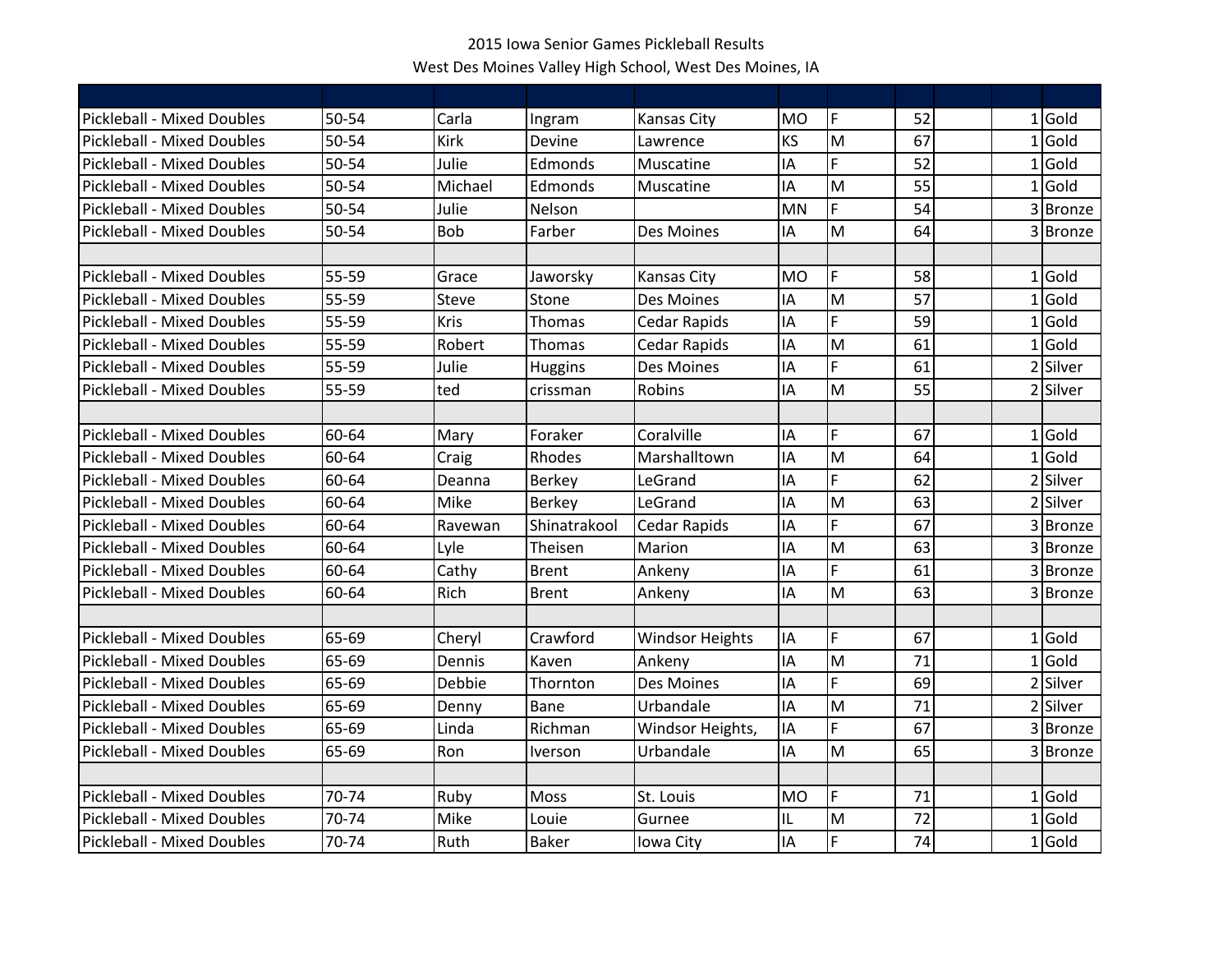2015 Iowa Senior Games Pickleball Results

West Des Moines Valley High School, West Des Moines, IA

| | | | | | | | | | | |
|---|---|---|---|---|---|---|---|---|---|---|
| Pickleball - Mixed Doubles | 50-54 | Carla | Ingram | Kansas City | MO | F | 52 | | 1 | Gold |
| Pickleball - Mixed Doubles | 50-54 | Kirk | Devine | Lawrence | KS | M | 67 | | 1 | Gold |
| Pickleball - Mixed Doubles | 50-54 | Julie | Edmonds | Muscatine | IA | F | 52 | | 1 | Gold |
| Pickleball - Mixed Doubles | 50-54 | Michael | Edmonds | Muscatine | IA | M | 55 | | 1 | Gold |
| Pickleball - Mixed Doubles | 50-54 | Julie | Nelson | | MN | F | 54 | | 3 | Bronze |
| Pickleball - Mixed Doubles | 50-54 | Bob | Farber | Des Moines | IA | M | 64 | | 3 | Bronze |
| | | | | | | | | | | |
| Pickleball - Mixed Doubles | 55-59 | Grace | Jaworsky | Kansas City | MO | F | 58 | | 1 | Gold |
| Pickleball - Mixed Doubles | 55-59 | Steve | Stone | Des Moines | IA | M | 57 | | 1 | Gold |
| Pickleball - Mixed Doubles | 55-59 | Kris | Thomas | Cedar Rapids | IA | F | 59 | | 1 | Gold |
| Pickleball - Mixed Doubles | 55-59 | Robert | Thomas | Cedar Rapids | IA | M | 61 | | 1 | Gold |
| Pickleball - Mixed Doubles | 55-59 | Julie | Huggins | Des Moines | IA | F | 61 | | 2 | Silver |
| Pickleball - Mixed Doubles | 55-59 | ted | crissman | Robins | IA | M | 55 | | 2 | Silver |
| | | | | | | | | | | |
| Pickleball - Mixed Doubles | 60-64 | Mary | Foraker | Coralville | IA | F | 67 | | 1 | Gold |
| Pickleball - Mixed Doubles | 60-64 | Craig | Rhodes | Marshalltown | IA | M | 64 | | 1 | Gold |
| Pickleball - Mixed Doubles | 60-64 | Deanna | Berkey | LeGrand | IA | F | 62 | | 2 | Silver |
| Pickleball - Mixed Doubles | 60-64 | Mike | Berkey | LeGrand | IA | M | 63 | | 2 | Silver |
| Pickleball - Mixed Doubles | 60-64 | Ravewan | Shinatrakool | Cedar Rapids | IA | F | 67 | | 3 | Bronze |
| Pickleball - Mixed Doubles | 60-64 | Lyle | Theisen | Marion | IA | M | 63 | | 3 | Bronze |
| Pickleball - Mixed Doubles | 60-64 | Cathy | Brent | Ankeny | IA | F | 61 | | 3 | Bronze |
| Pickleball - Mixed Doubles | 60-64 | Rich | Brent | Ankeny | IA | M | 63 | | 3 | Bronze |
| | | | | | | | | | | |
| Pickleball - Mixed Doubles | 65-69 | Cheryl | Crawford | Windsor Heights | IA | F | 67 | | 1 | Gold |
| Pickleball - Mixed Doubles | 65-69 | Dennis | Kaven | Ankeny | IA | M | 71 | | 1 | Gold |
| Pickleball - Mixed Doubles | 65-69 | Debbie | Thornton | Des Moines | IA | F | 69 | | 2 | Silver |
| Pickleball - Mixed Doubles | 65-69 | Denny | Bane | Urbandale | IA | M | 71 | | 2 | Silver |
| Pickleball - Mixed Doubles | 65-69 | Linda | Richman | Windsor Heights, | IA | F | 67 | | 3 | Bronze |
| Pickleball - Mixed Doubles | 65-69 | Ron | Iverson | Urbandale | IA | M | 65 | | 3 | Bronze |
| | | | | | | | | | | |
| Pickleball - Mixed Doubles | 70-74 | Ruby | Moss | St. Louis | MO | F | 71 | | 1 | Gold |
| Pickleball - Mixed Doubles | 70-74 | Mike | Louie | Gurnee | IL | M | 72 | | 1 | Gold |
| Pickleball - Mixed Doubles | 70-74 | Ruth | Baker | Iowa City | IA | F | 74 | | 1 | Gold |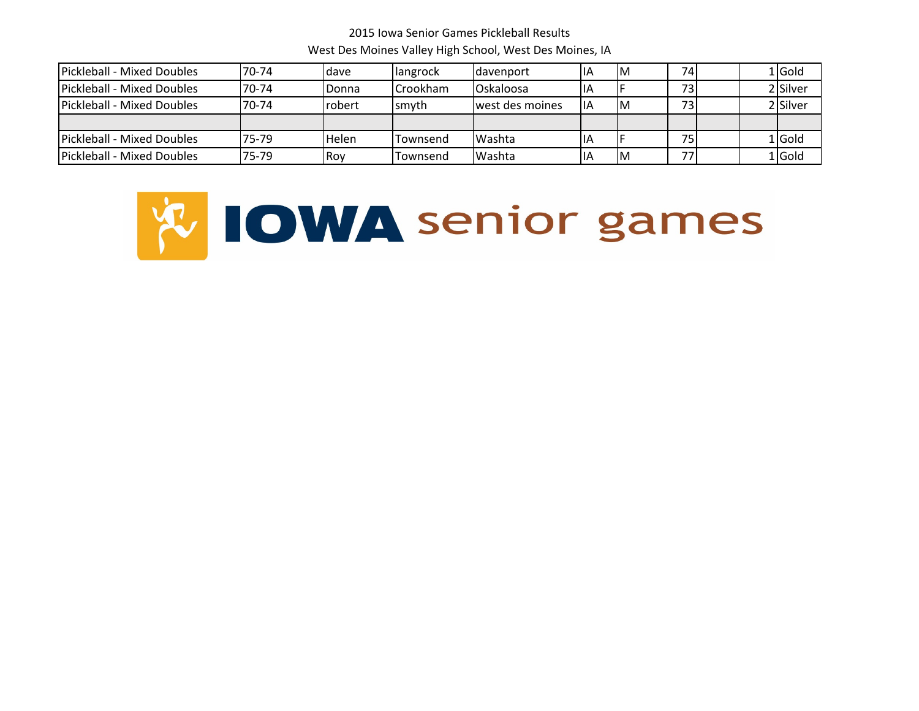2015 Iowa Senior Games Pickleball Results

West Des Moines Valley High School, West Des Moines, IA

| | | | | | | | | | | |
|---|---|---|---|---|---|---|---|---|---|---|
| Pickleball - Mixed Doubles | 70-74 | dave | langrock | davenport | IA | M | 74 | | 1 | Gold |
| Pickleball - Mixed Doubles | 70-74 | Donna | Crookham | Oskaloosa | IA | F | 73 | | 2 | Silver |
| Pickleball - Mixed Doubles | 70-74 | robert | smyth | west des moines | IA | M | 73 | | 2 | Silver |
| | | | | | | | | | | |
| Pickleball - Mixed Doubles | 75-79 | Helen | Townsend | Washta | IA | F | 75 | | 1 | Gold |
| Pickleball - Mixed Doubles | 75-79 | Roy | Townsend | Washta | IA | M | 77 | | 1 | Gold |

IOWA senior games